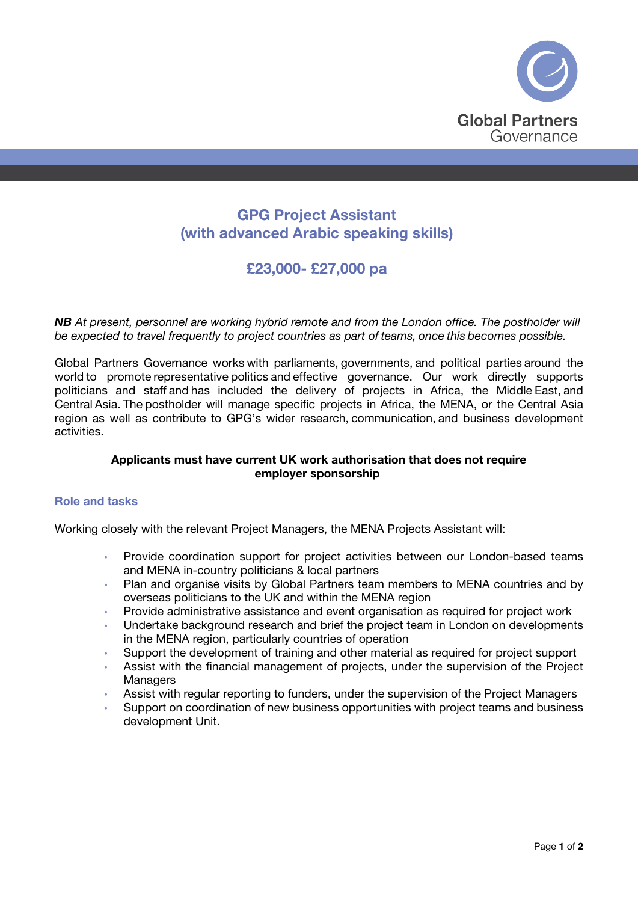Global Partners Governance

# GPG Project Assistant (with advanced Arabic speaking skills)

## £23,000- £27,000 pa

***NB** At present, personnel are working hybrid remote and from the London office. The postholder will be expected to travel frequently to project countries as part of teams, once this becomes possible.*

Global Partners Governance works with parliaments, governments, and political parties around the world to promote representative politics and effective governance. Our work directly supports politicians and staff and has included the delivery of projects in Africa, the Middle East, and Central Asia. The postholder will manage specific projects in Africa, the MENA, or the Central Asia region as well as contribute to GPG's wider research, communication, and business development activities.

**Applicants must have current UK work authorisation that does not require employer sponsorship**

### Role and tasks

Working closely with the relevant Project Managers, the MENA Projects Assistant will:

- Provide coordination support for project activities between our London-based teams and MENA in-country politicians & local partners
- Plan and organise visits by Global Partners team members to MENA countries and by overseas politicians to the UK and within the MENA region
- Provide administrative assistance and event organisation as required for project work
- Undertake background research and brief the project team in London on developments in the MENA region, particularly countries of operation
- Support the development of training and other material as required for project support
- Assist with the financial management of projects, under the supervision of the Project Managers
- Assist with regular reporting to funders, under the supervision of the Project Managers
- Support on coordination of new business opportunities with project teams and business development Unit.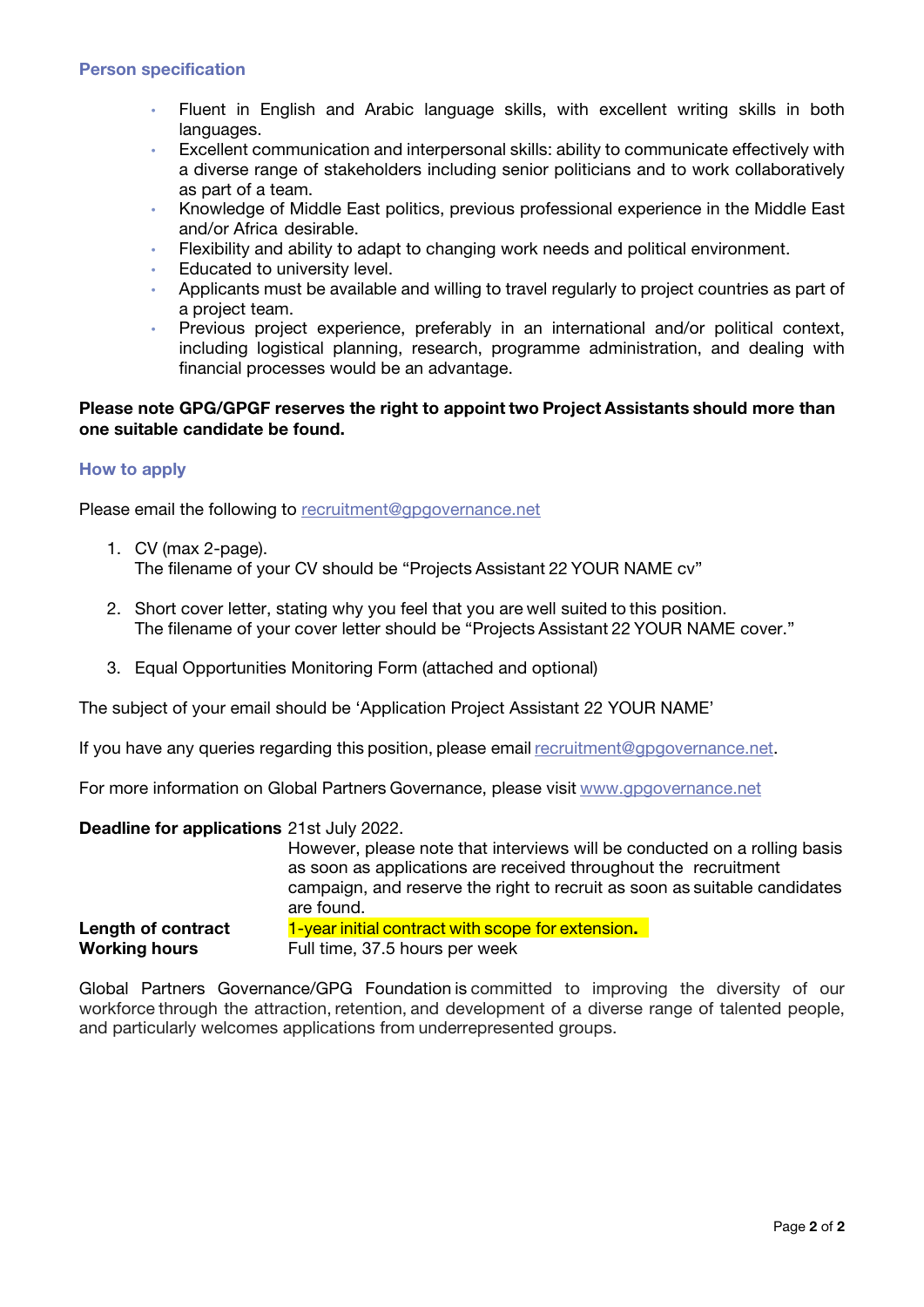## Person specification

- Fluent in English and Arabic language skills, with excellent writing skills in both languages.
- Excellent communication and interpersonal skills: ability to communicate effectively with a diverse range of stakeholders including senior politicians and to work collaboratively as part of a team.
- Knowledge of Middle East politics, previous professional experience in the Middle East and/or Africa desirable.
- Flexibility and ability to adapt to changing work needs and political environment.
- Educated to university level.
- Applicants must be available and willing to travel regularly to project countries as part of a project team.
- Previous project experience, preferably in an international and/or political context, including logistical planning, research, programme administration, and dealing with financial processes would be an advantage.

**Please note GPG/GPGF reserves the right to appoint two Project Assistants should more than one suitable candidate be found.**

## How to apply

Please email the following to recruitment@gpgovernance.net

1. CV (max 2-page).
   The filename of your CV should be "Projects Assistant 22 YOUR NAME cv"

2. Short cover letter, stating why you feel that you are well suited to this position.
   The filename of your cover letter should be "Projects Assistant 22 YOUR NAME cover."

3. Equal Opportunities Monitoring Form (attached and optional)

The subject of your email should be 'Application Project Assistant 22 YOUR NAME'

If you have any queries regarding this position, please email recruitment@gpgovernance.net.

For more information on Global Partners Governance, please visit www.gpgovernance.net

| | |
|---|---|
| **Deadline for applications** | 21st July 2022. However, please note that interviews will be conducted on a rolling basis as soon as applications are received throughout the recruitment campaign, and reserve the right to recruit as soon as suitable candidates are found. |
| **Length of contract** | 1-year initial contract with scope for extension**.** |
| **Working hours** | Full time, 37.5 hours per week |

Global Partners Governance/GPG Foundation is committed to improving the diversity of our workforce through the attraction, retention, and development of a diverse range of talented people, and particularly welcomes applications from underrepresented groups.